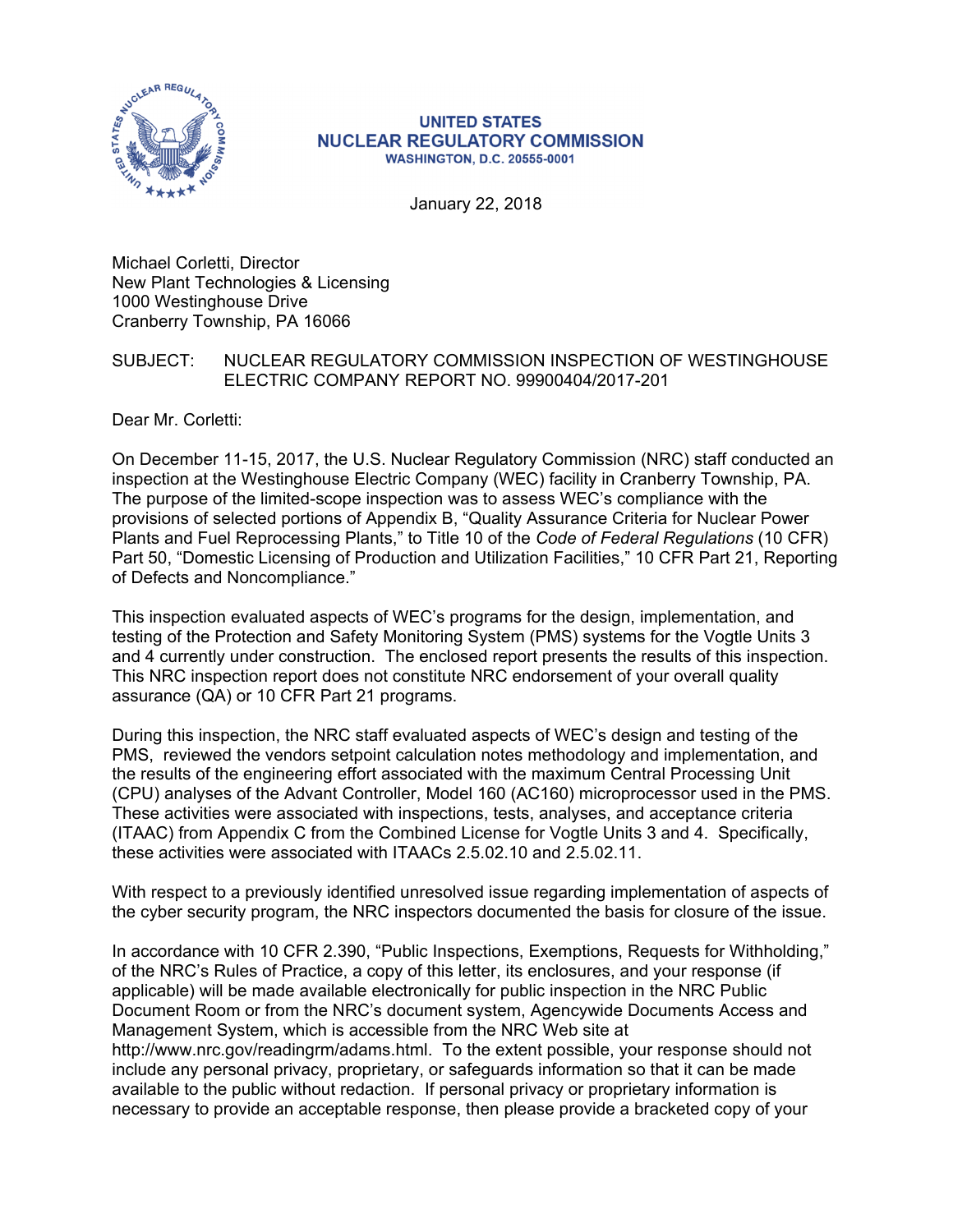**UNITED STATES**
**NUCLEAR REGULATORY COMMISSION**
**WASHINGTON, D.C. 20555-0001**

January 22, 2018

Michael Corletti, Director
New Plant Technologies & Licensing
1000 Westinghouse Drive
Cranberry Township, PA 16066

SUBJECT: NUCLEAR REGULATORY COMMISSION INSPECTION OF WESTINGHOUSE ELECTRIC COMPANY REPORT NO. 99900404/2017-201

Dear Mr. Corletti:

On December 11-15, 2017, the U.S. Nuclear Regulatory Commission (NRC) staff conducted an inspection at the Westinghouse Electric Company (WEC) facility in Cranberry Township, PA. The purpose of the limited-scope inspection was to assess WEC's compliance with the provisions of selected portions of Appendix B, "Quality Assurance Criteria for Nuclear Power Plants and Fuel Reprocessing Plants," to Title 10 of the *Code of Federal Regulations* (10 CFR) Part 50, "Domestic Licensing of Production and Utilization Facilities," 10 CFR Part 21, Reporting of Defects and Noncompliance."

This inspection evaluated aspects of WEC's programs for the design, implementation, and testing of the Protection and Safety Monitoring System (PMS) systems for the Vogtle Units 3 and 4 currently under construction. The enclosed report presents the results of this inspection. This NRC inspection report does not constitute NRC endorsement of your overall quality assurance (QA) or 10 CFR Part 21 programs.

During this inspection, the NRC staff evaluated aspects of WEC's design and testing of the PMS, reviewed the vendors setpoint calculation notes methodology and implementation, and the results of the engineering effort associated with the maximum Central Processing Unit (CPU) analyses of the Advant Controller, Model 160 (AC160) microprocessor used in the PMS. These activities were associated with inspections, tests, analyses, and acceptance criteria (ITAAC) from Appendix C from the Combined License for Vogtle Units 3 and 4. Specifically, these activities were associated with ITAACs 2.5.02.10 and 2.5.02.11.

With respect to a previously identified unresolved issue regarding implementation of aspects of the cyber security program, the NRC inspectors documented the basis for closure of the issue.

In accordance with 10 CFR 2.390, "Public Inspections, Exemptions, Requests for Withholding," of the NRC's Rules of Practice, a copy of this letter, its enclosures, and your response (if applicable) will be made available electronically for public inspection in the NRC Public Document Room or from the NRC's document system, Agencywide Documents Access and Management System, which is accessible from the NRC Web site at http://www.nrc.gov/readingrm/adams.html. To the extent possible, your response should not include any personal privacy, proprietary, or safeguards information so that it can be made available to the public without redaction. If personal privacy or proprietary information is necessary to provide an acceptable response, then please provide a bracketed copy of your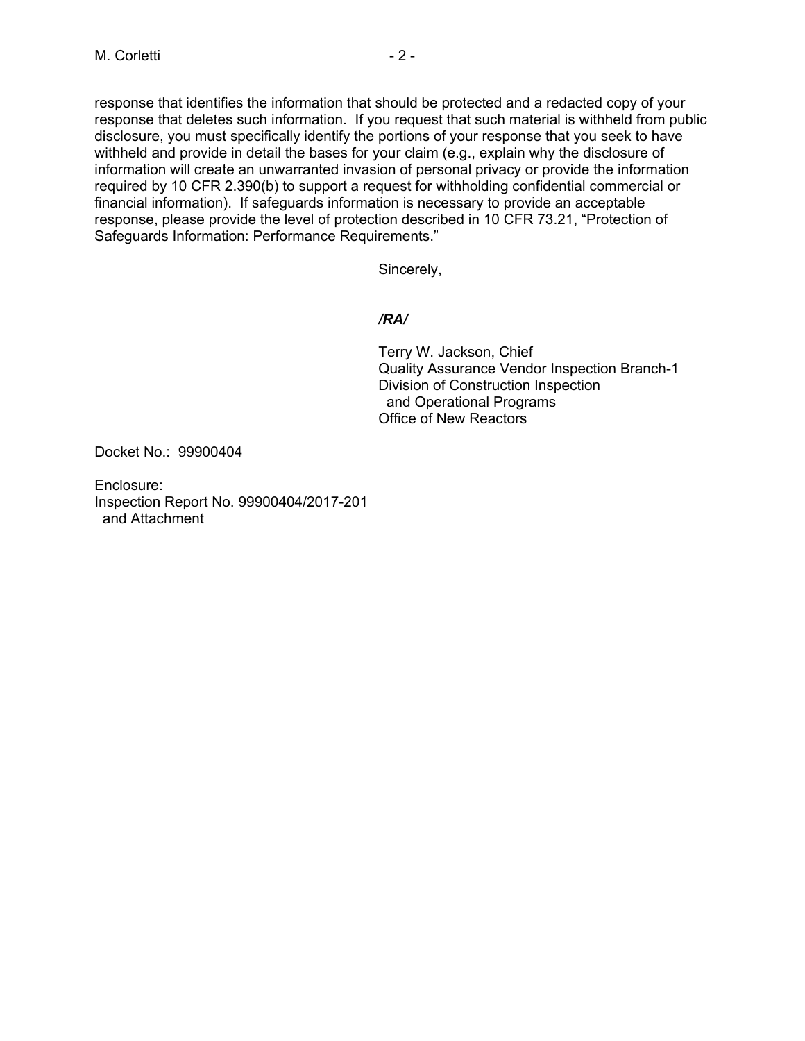response that identifies the information that should be protected and a redacted copy of your response that deletes such information. If you request that such material is withheld from public disclosure, you must specifically identify the portions of your response that you seek to have withheld and provide in detail the bases for your claim (e.g., explain why the disclosure of information will create an unwarranted invasion of personal privacy or provide the information required by 10 CFR 2.390(b) to support a request for withholding confidential commercial or financial information). If safeguards information is necessary to provide an acceptable response, please provide the level of protection described in 10 CFR 73.21, "Protection of Safeguards Information: Performance Requirements."

Sincerely,

***/RA/***

Terry W. Jackson, Chief
Quality Assurance Vendor Inspection Branch-1
Division of Construction Inspection
and Operational Programs
Office of New Reactors

Docket No.: 99900404

Enclosure:
Inspection Report No. 99900404/2017-201
and Attachment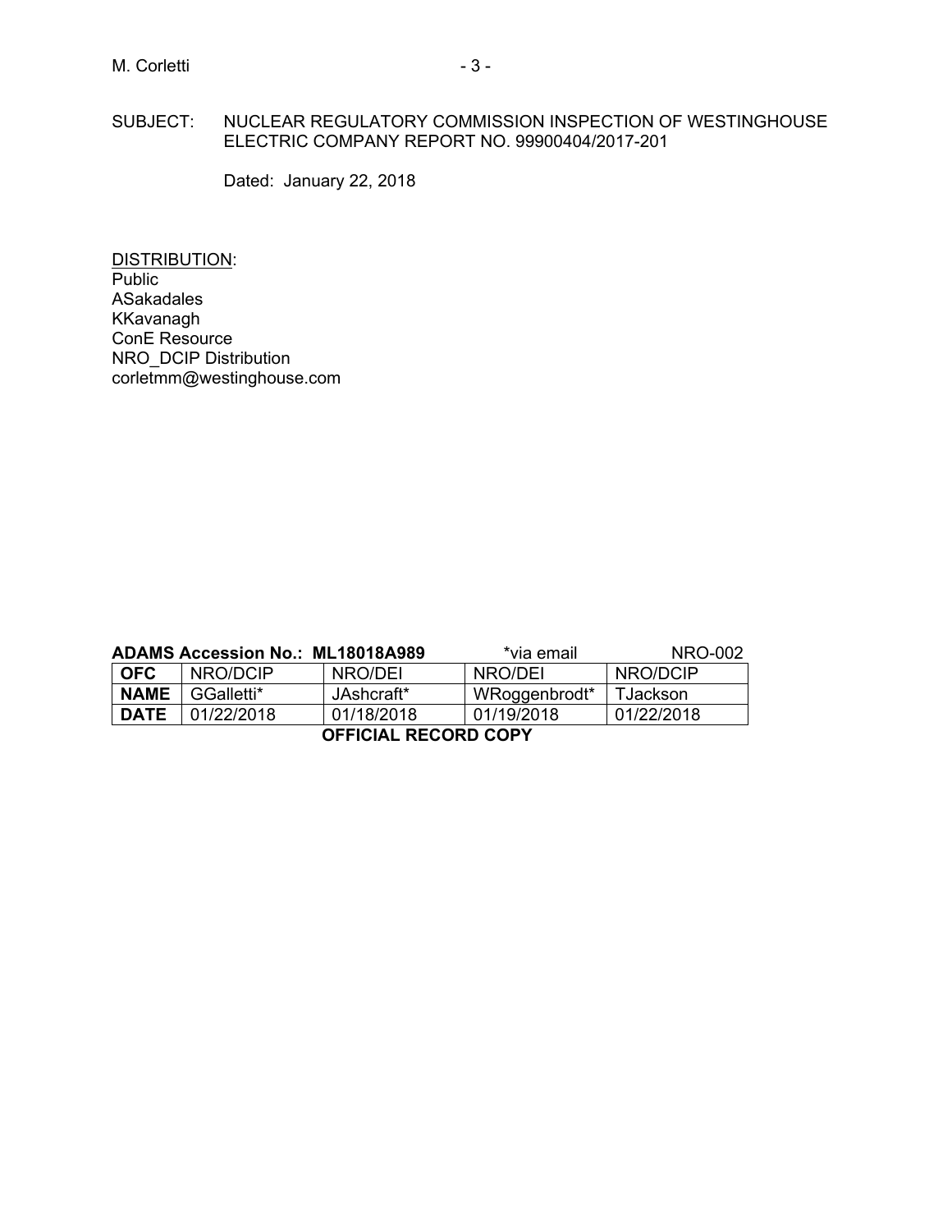SUBJECT: NUCLEAR REGULATORY COMMISSION INSPECTION OF WESTINGHOUSE ELECTRIC COMPANY REPORT NO. 99900404/2017-201

Dated: January 22, 2018

DISTRIBUTION:
Public
ASakadales
KKavanagh
ConE Resource
NRO_DCIP Distribution
corletmm@westinghouse.com

**ADAMS Accession No.: ML18018A989** *via email NRO-002

| **OFC** | NRO/DCIP | NRO/DEI | NRO/DEI | NRO/DCIP |
|---|---|---|---|---|
| **NAME** | GGalletti* | JAshcraft* | WRoggenbrodt* | TJackson |
| **DATE** | 01/22/2018 | 01/18/2018 | 01/19/2018 | 01/22/2018 |

**OFFICIAL RECORD COPY**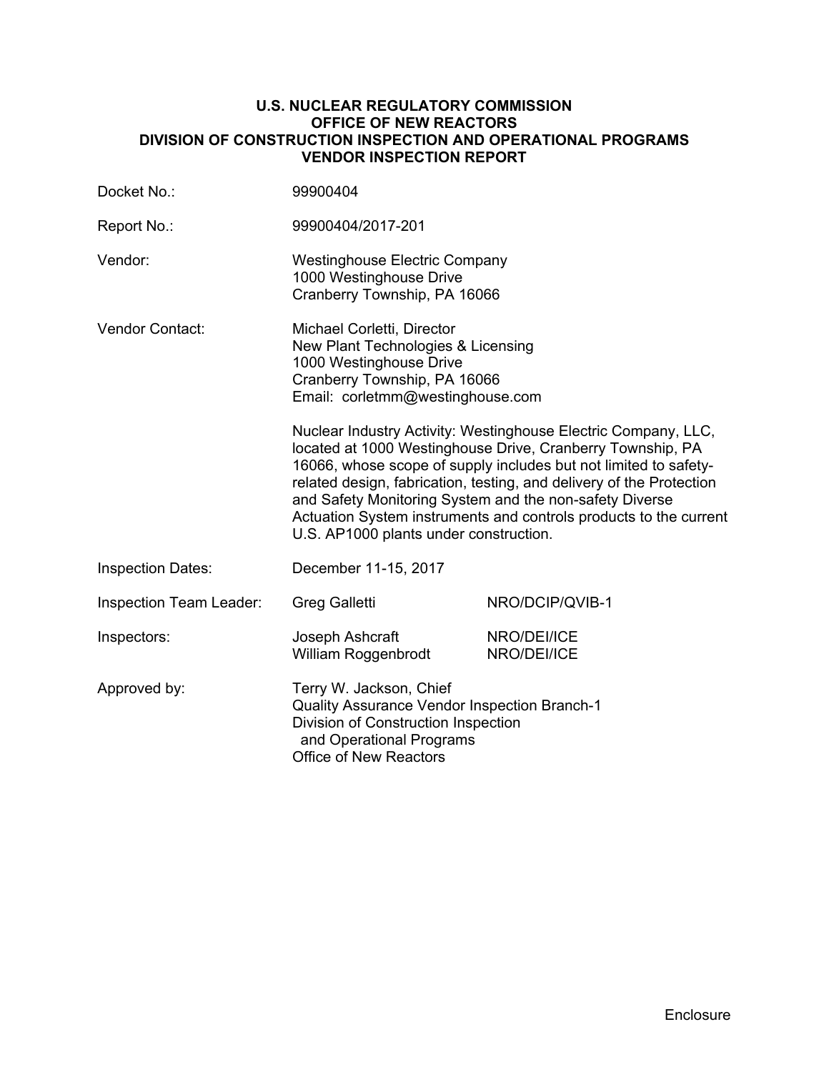**U.S. NUCLEAR REGULATORY COMMISSION**
**OFFICE OF NEW REACTORS**
**DIVISION OF CONSTRUCTION INSPECTION AND OPERATIONAL PROGRAMS**
**VENDOR INSPECTION REPORT**

| | | |
|---|---|---|
| Docket No.: | 99900404 | |
| Report No.: | 99900404/2017-201 | |
| Vendor: | Westinghouse Electric Company<br>1000 Westinghouse Drive<br>Cranberry Township, PA 16066 | |
| Vendor Contact: | Michael Corletti, Director<br>New Plant Technologies & Licensing<br>1000 Westinghouse Drive<br>Cranberry Township, PA 16066<br>Email: corletmm@westinghouse.com | |
| | Nuclear Industry Activity: Westinghouse Electric Company, LLC, located at 1000 Westinghouse Drive, Cranberry Township, PA 16066, whose scope of supply includes but not limited to safety-related design, fabrication, testing, and delivery of the Protection and Safety Monitoring System and the non-safety Diverse Actuation System instruments and controls products to the current U.S. AP1000 plants under construction. | |
| Inspection Dates: | December 11-15, 2017 | |
| Inspection Team Leader: | Greg Galletti | NRO/DCIP/QVIB-1 |
| Inspectors: | Joseph Ashcraft<br>William Roggenbrodt | NRO/DEI/ICE<br>NRO/DEI/ICE |
| Approved by: | Terry W. Jackson, Chief<br>Quality Assurance Vendor Inspection Branch-1<br>Division of Construction Inspection and Operational Programs<br>Office of New Reactors | |

Enclosure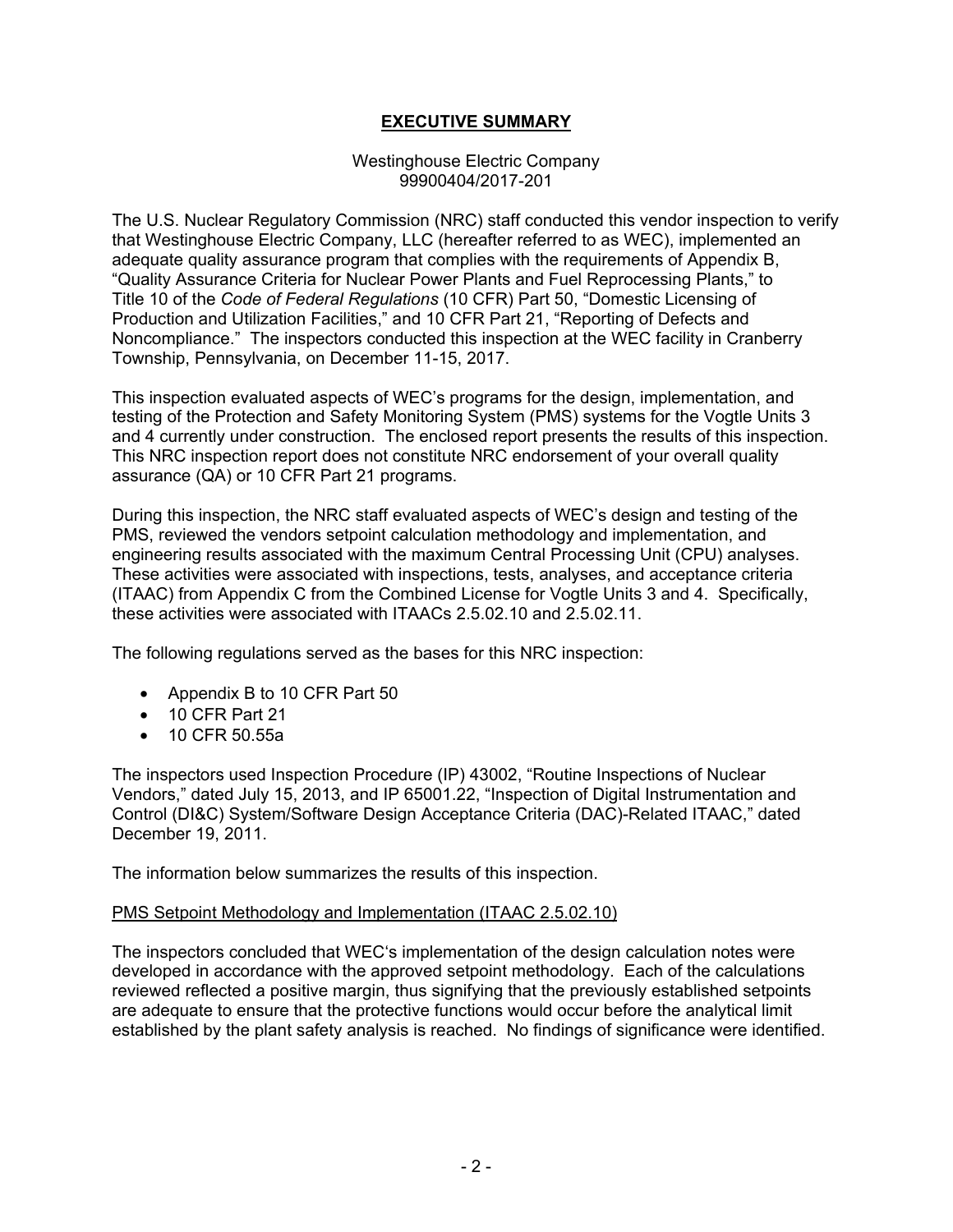## EXECUTIVE SUMMARY

Westinghouse Electric Company
99900404/2017-201

The U.S. Nuclear Regulatory Commission (NRC) staff conducted this vendor inspection to verify that Westinghouse Electric Company, LLC (hereafter referred to as WEC), implemented an adequate quality assurance program that complies with the requirements of Appendix B, "Quality Assurance Criteria for Nuclear Power Plants and Fuel Reprocessing Plants," to Title 10 of the *Code of Federal Regulations* (10 CFR) Part 50, "Domestic Licensing of Production and Utilization Facilities," and 10 CFR Part 21, "Reporting of Defects and Noncompliance." The inspectors conducted this inspection at the WEC facility in Cranberry Township, Pennsylvania, on December 11-15, 2017.

This inspection evaluated aspects of WEC's programs for the design, implementation, and testing of the Protection and Safety Monitoring System (PMS) systems for the Vogtle Units 3 and 4 currently under construction. The enclosed report presents the results of this inspection. This NRC inspection report does not constitute NRC endorsement of your overall quality assurance (QA) or 10 CFR Part 21 programs.

During this inspection, the NRC staff evaluated aspects of WEC's design and testing of the PMS, reviewed the vendors setpoint calculation methodology and implementation, and engineering results associated with the maximum Central Processing Unit (CPU) analyses. These activities were associated with inspections, tests, analyses, and acceptance criteria (ITAAC) from Appendix C from the Combined License for Vogtle Units 3 and 4. Specifically, these activities were associated with ITAACs 2.5.02.10 and 2.5.02.11.

The following regulations served as the bases for this NRC inspection:

- Appendix B to 10 CFR Part 50
- 10 CFR Part 21
- 10 CFR 50.55a

The inspectors used Inspection Procedure (IP) 43002, "Routine Inspections of Nuclear Vendors," dated July 15, 2013, and IP 65001.22, "Inspection of Digital Instrumentation and Control (DI&C) System/Software Design Acceptance Criteria (DAC)-Related ITAAC," dated December 19, 2011.

The information below summarizes the results of this inspection.

PMS Setpoint Methodology and Implementation (ITAAC 2.5.02.10)

The inspectors concluded that WEC's implementation of the design calculation notes were developed in accordance with the approved setpoint methodology. Each of the calculations reviewed reflected a positive margin, thus signifying that the previously established setpoints are adequate to ensure that the protective functions would occur before the analytical limit established by the plant safety analysis is reached. No findings of significance were identified.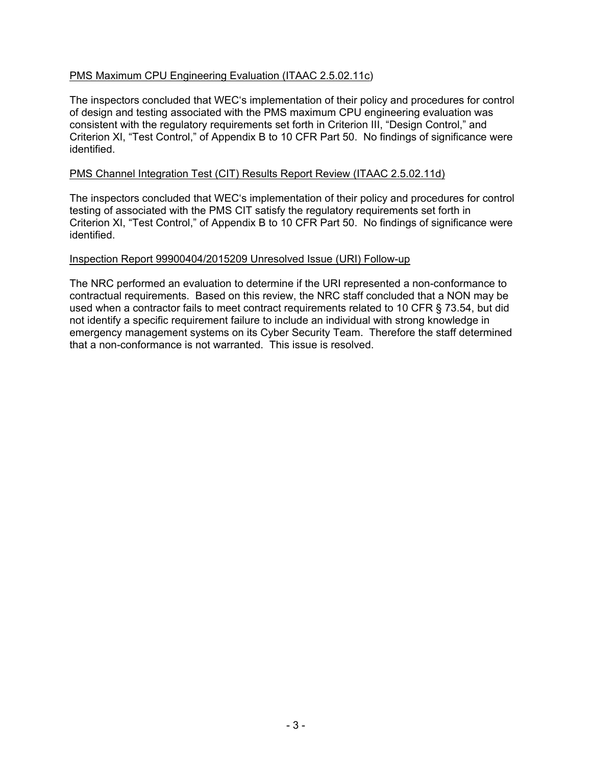PMS Maximum CPU Engineering Evaluation (ITAAC 2.5.02.11c)

The inspectors concluded that WEC's implementation of their policy and procedures for control of design and testing associated with the PMS maximum CPU engineering evaluation was consistent with the regulatory requirements set forth in Criterion III, "Design Control," and Criterion XI, "Test Control," of Appendix B to 10 CFR Part 50. No findings of significance were identified.

PMS Channel Integration Test (CIT) Results Report Review (ITAAC 2.5.02.11d)

The inspectors concluded that WEC's implementation of their policy and procedures for control testing of associated with the PMS CIT satisfy the regulatory requirements set forth in Criterion XI, "Test Control," of Appendix B to 10 CFR Part 50. No findings of significance were identified.

Inspection Report 99900404/2015209 Unresolved Issue (URI) Follow-up

The NRC performed an evaluation to determine if the URI represented a non-conformance to contractual requirements. Based on this review, the NRC staff concluded that a NON may be used when a contractor fails to meet contract requirements related to 10 CFR § 73.54, but did not identify a specific requirement failure to include an individual with strong knowledge in emergency management systems on its Cyber Security Team. Therefore the staff determined that a non-conformance is not warranted. This issue is resolved.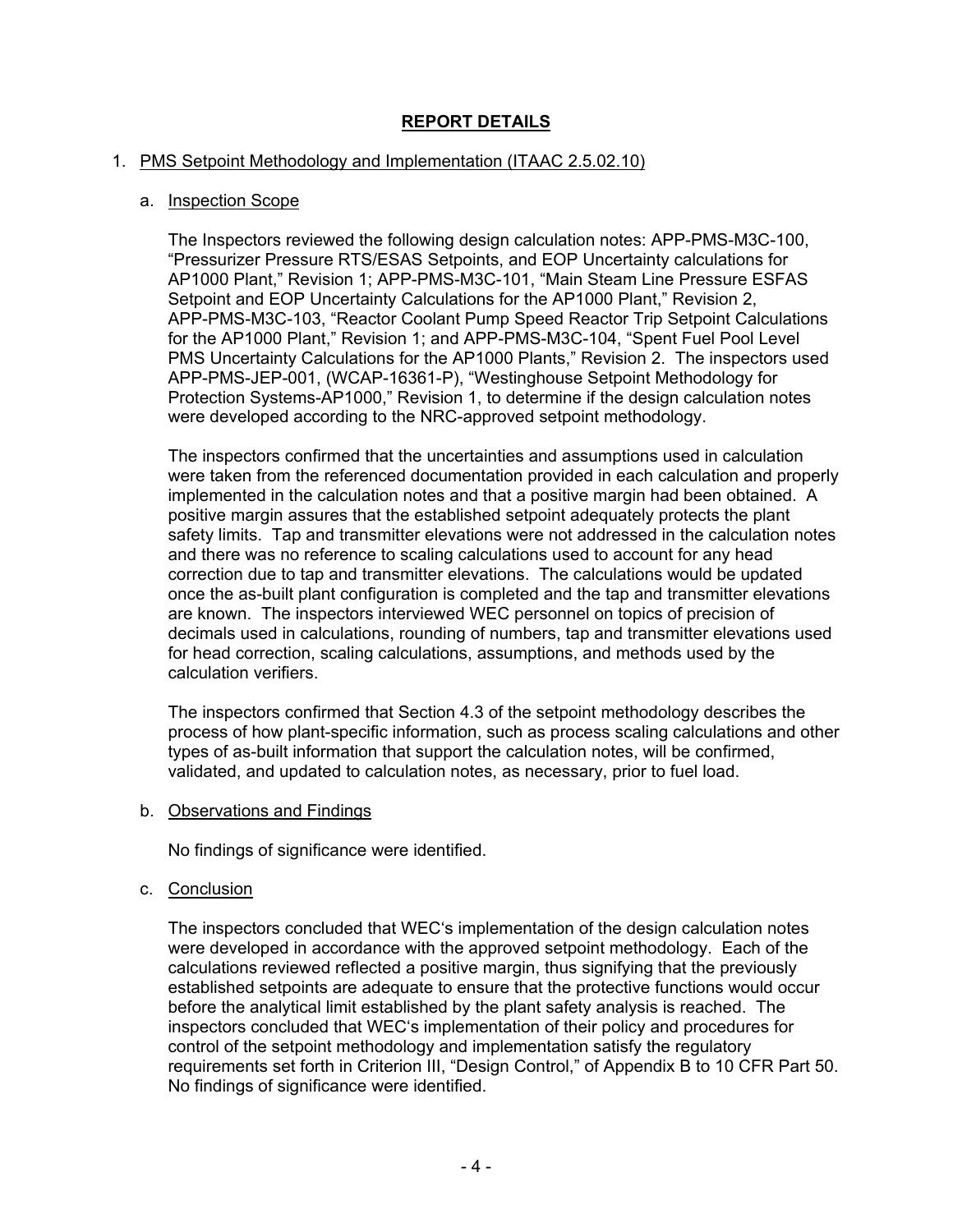# REPORT DETAILS

1. PMS Setpoint Methodology and Implementation (ITAAC 2.5.02.10)

   a. Inspection Scope

   The Inspectors reviewed the following design calculation notes: APP-PMS-M3C-100, "Pressurizer Pressure RTS/ESAS Setpoints, and EOP Uncertainty calculations for AP1000 Plant," Revision 1; APP-PMS-M3C-101, "Main Steam Line Pressure ESFAS Setpoint and EOP Uncertainty Calculations for the AP1000 Plant," Revision 2, APP-PMS-M3C-103, "Reactor Coolant Pump Speed Reactor Trip Setpoint Calculations for the AP1000 Plant," Revision 1; and APP-PMS-M3C-104, "Spent Fuel Pool Level PMS Uncertainty Calculations for the AP1000 Plants," Revision 2. The inspectors used APP-PMS-JEP-001, (WCAP-16361-P), "Westinghouse Setpoint Methodology for Protection Systems-AP1000," Revision 1, to determine if the design calculation notes were developed according to the NRC-approved setpoint methodology.

   The inspectors confirmed that the uncertainties and assumptions used in calculation were taken from the referenced documentation provided in each calculation and properly implemented in the calculation notes and that a positive margin had been obtained. A positive margin assures that the established setpoint adequately protects the plant safety limits. Tap and transmitter elevations were not addressed in the calculation notes and there was no reference to scaling calculations used to account for any head correction due to tap and transmitter elevations. The calculations would be updated once the as-built plant configuration is completed and the tap and transmitter elevations are known. The inspectors interviewed WEC personnel on topics of precision of decimals used in calculations, rounding of numbers, tap and transmitter elevations used for head correction, scaling calculations, assumptions, and methods used by the calculation verifiers.

   The inspectors confirmed that Section 4.3 of the setpoint methodology describes the process of how plant-specific information, such as process scaling calculations and other types of as-built information that support the calculation notes, will be confirmed, validated, and updated to calculation notes, as necessary, prior to fuel load.

   b. Observations and Findings

   No findings of significance were identified.

   c. Conclusion

   The inspectors concluded that WEC's implementation of the design calculation notes were developed in accordance with the approved setpoint methodology. Each of the calculations reviewed reflected a positive margin, thus signifying that the previously established setpoints are adequate to ensure that the protective functions would occur before the analytical limit established by the plant safety analysis is reached. The inspectors concluded that WEC's implementation of their policy and procedures for control of the setpoint methodology and implementation satisfy the regulatory requirements set forth in Criterion III, "Design Control," of Appendix B to 10 CFR Part 50. No findings of significance were identified.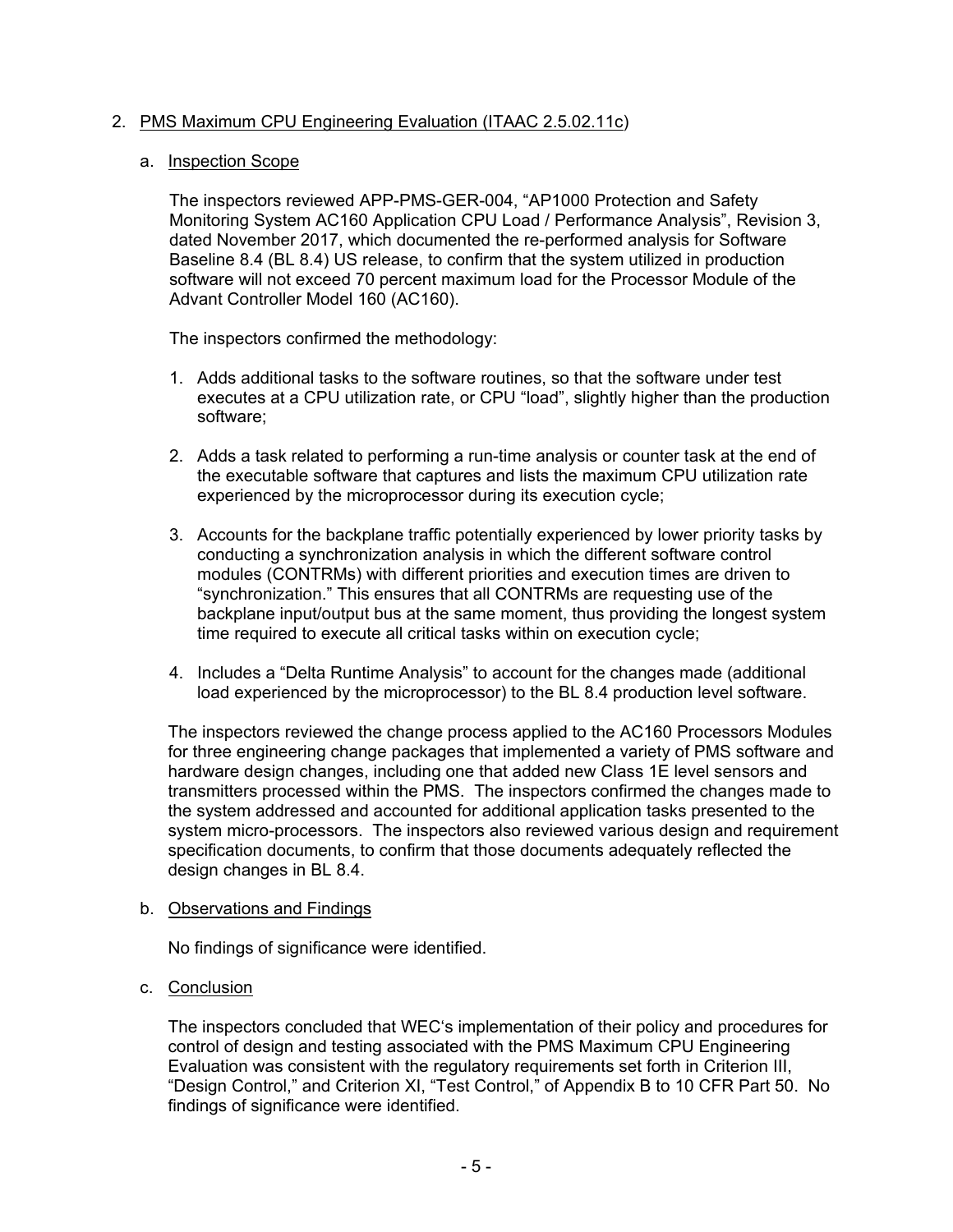2. PMS Maximum CPU Engineering Evaluation (ITAAC 2.5.02.11c)

   a. Inspection Scope

   The inspectors reviewed APP-PMS-GER-004, "AP1000 Protection and Safety Monitoring System AC160 Application CPU Load / Performance Analysis", Revision 3, dated November 2017, which documented the re-performed analysis for Software Baseline 8.4 (BL 8.4) US release, to confirm that the system utilized in production software will not exceed 70 percent maximum load for the Processor Module of the Advant Controller Model 160 (AC160).

   The inspectors confirmed the methodology:

   1. Adds additional tasks to the software routines, so that the software under test executes at a CPU utilization rate, or CPU "load", slightly higher than the production software;

   2. Adds a task related to performing a run-time analysis or counter task at the end of the executable software that captures and lists the maximum CPU utilization rate experienced by the microprocessor during its execution cycle;

   3. Accounts for the backplane traffic potentially experienced by lower priority tasks by conducting a synchronization analysis in which the different software control modules (CONTRMs) with different priorities and execution times are driven to "synchronization." This ensures that all CONTRMs are requesting use of the backplane input/output bus at the same moment, thus providing the longest system time required to execute all critical tasks within on execution cycle;

   4. Includes a "Delta Runtime Analysis" to account for the changes made (additional load experienced by the microprocessor) to the BL 8.4 production level software.

   The inspectors reviewed the change process applied to the AC160 Processors Modules for three engineering change packages that implemented a variety of PMS software and hardware design changes, including one that added new Class 1E level sensors and transmitters processed within the PMS. The inspectors confirmed the changes made to the system addressed and accounted for additional application tasks presented to the system micro-processors. The inspectors also reviewed various design and requirement specification documents, to confirm that those documents adequately reflected the design changes in BL 8.4.

   b. Observations and Findings

   No findings of significance were identified.

   c. Conclusion

   The inspectors concluded that WEC's implementation of their policy and procedures for control of design and testing associated with the PMS Maximum CPU Engineering Evaluation was consistent with the regulatory requirements set forth in Criterion III, "Design Control," and Criterion XI, "Test Control," of Appendix B to 10 CFR Part 50. No findings of significance were identified.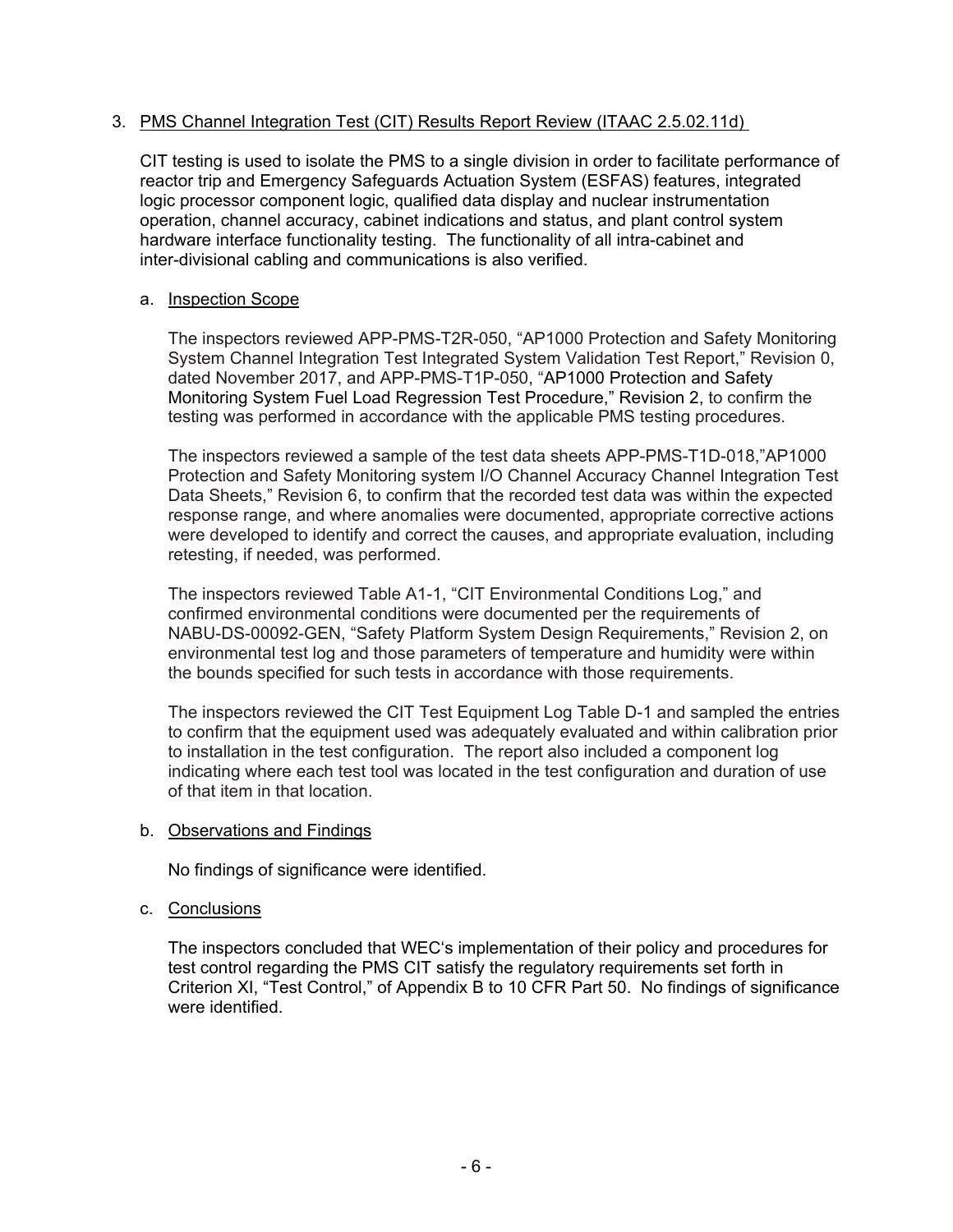3. PMS Channel Integration Test (CIT) Results Report Review (ITAAC 2.5.02.11d)

   CIT testing is used to isolate the PMS to a single division in order to facilitate performance of reactor trip and Emergency Safeguards Actuation System (ESFAS) features, integrated logic processor component logic, qualified data display and nuclear instrumentation operation, channel accuracy, cabinet indications and status, and plant control system hardware interface functionality testing. The functionality of all intra-cabinet and inter-divisional cabling and communications is also verified.

   a. Inspection Scope

      The inspectors reviewed APP-PMS-T2R-050, "AP1000 Protection and Safety Monitoring System Channel Integration Test Integrated System Validation Test Report," Revision 0, dated November 2017, and APP-PMS-T1P-050, "AP1000 Protection and Safety Monitoring System Fuel Load Regression Test Procedure," Revision 2, to confirm the testing was performed in accordance with the applicable PMS testing procedures.

      The inspectors reviewed a sample of the test data sheets APP-PMS-T1D-018,"AP1000 Protection and Safety Monitoring system I/O Channel Accuracy Channel Integration Test Data Sheets," Revision 6, to confirm that the recorded test data was within the expected response range, and where anomalies were documented, appropriate corrective actions were developed to identify and correct the causes, and appropriate evaluation, including retesting, if needed, was performed.

      The inspectors reviewed Table A1-1, "CIT Environmental Conditions Log," and confirmed environmental conditions were documented per the requirements of NABU-DS-00092-GEN, "Safety Platform System Design Requirements," Revision 2, on environmental test log and those parameters of temperature and humidity were within the bounds specified for such tests in accordance with those requirements.

      The inspectors reviewed the CIT Test Equipment Log Table D-1 and sampled the entries to confirm that the equipment used was adequately evaluated and within calibration prior to installation in the test configuration. The report also included a component log indicating where each test tool was located in the test configuration and duration of use of that item in that location.

   b. Observations and Findings

      No findings of significance were identified.

   c. Conclusions

      The inspectors concluded that WEC's implementation of their policy and procedures for test control regarding the PMS CIT satisfy the regulatory requirements set forth in Criterion XI, "Test Control," of Appendix B to 10 CFR Part 50. No findings of significance were identified.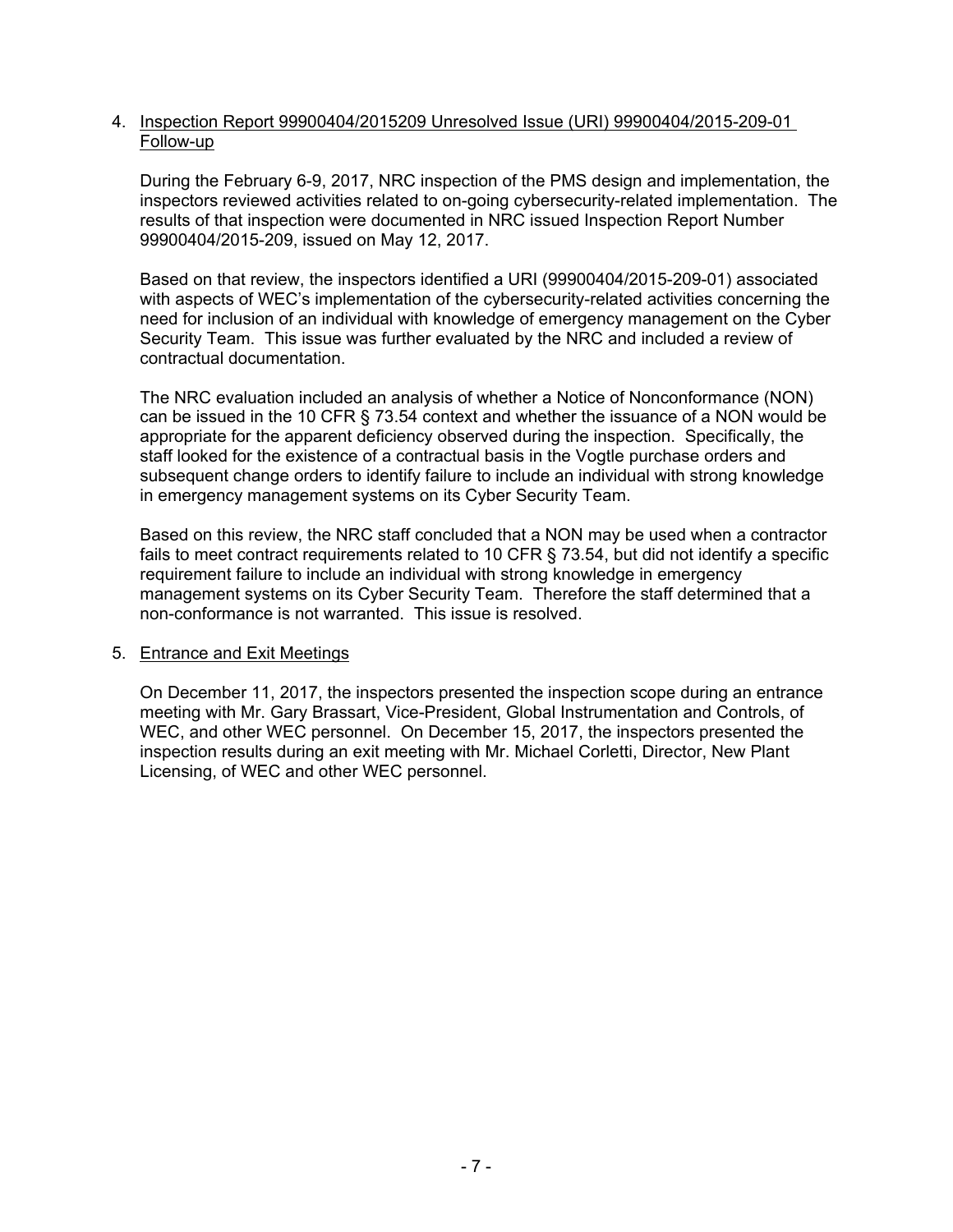4. Inspection Report 99900404/2015209 Unresolved Issue (URI) 99900404/2015-209-01 Follow-up

   During the February 6-9, 2017, NRC inspection of the PMS design and implementation, the inspectors reviewed activities related to on-going cybersecurity-related implementation. The results of that inspection were documented in NRC issued Inspection Report Number 99900404/2015-209, issued on May 12, 2017.

   Based on that review, the inspectors identified a URI (99900404/2015-209-01) associated with aspects of WEC's implementation of the cybersecurity-related activities concerning the need for inclusion of an individual with knowledge of emergency management on the Cyber Security Team. This issue was further evaluated by the NRC and included a review of contractual documentation.

   The NRC evaluation included an analysis of whether a Notice of Nonconformance (NON) can be issued in the 10 CFR § 73.54 context and whether the issuance of a NON would be appropriate for the apparent deficiency observed during the inspection. Specifically, the staff looked for the existence of a contractual basis in the Vogtle purchase orders and subsequent change orders to identify failure to include an individual with strong knowledge in emergency management systems on its Cyber Security Team.

   Based on this review, the NRC staff concluded that a NON may be used when a contractor fails to meet contract requirements related to 10 CFR § 73.54, but did not identify a specific requirement failure to include an individual with strong knowledge in emergency management systems on its Cyber Security Team. Therefore the staff determined that a non-conformance is not warranted. This issue is resolved.

5. Entrance and Exit Meetings

   On December 11, 2017, the inspectors presented the inspection scope during an entrance meeting with Mr. Gary Brassart, Vice-President, Global Instrumentation and Controls, of WEC, and other WEC personnel. On December 15, 2017, the inspectors presented the inspection results during an exit meeting with Mr. Michael Corletti, Director, New Plant Licensing, of WEC and other WEC personnel.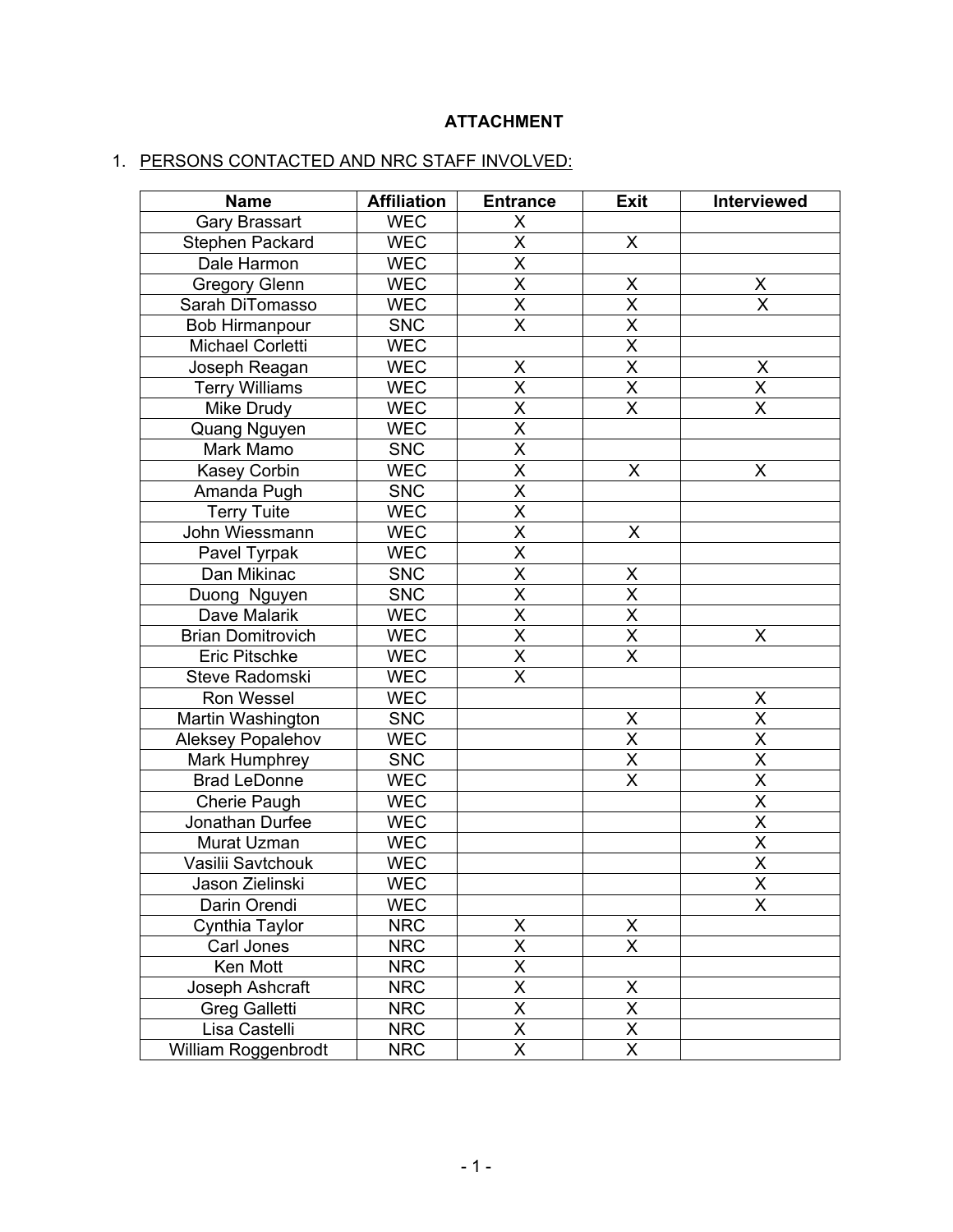**ATTACHMENT**

1. PERSONS CONTACTED AND NRC STAFF INVOLVED:

| Name | Affiliation | Entrance | Exit | Interviewed |
|---|---|---|---|---|
| Gary Brassart | WEC | X | | |
| Stephen Packard | WEC | X | X | |
| Dale Harmon | WEC | X | | |
| Gregory Glenn | WEC | X | X | X |
| Sarah DiTomasso | WEC | X | X | X |
| Bob Hirmanpour | SNC | X | X | |
| Michael Corletti | WEC | | X | |
| Joseph Reagan | WEC | X | X | X |
| Terry Williams | WEC | X | X | X |
| Mike Drudy | WEC | X | X | X |
| Quang Nguyen | WEC | X | | |
| Mark Mamo | SNC | X | | |
| Kasey Corbin | WEC | X | X | X |
| Amanda Pugh | SNC | X | | |
| Terry Tuite | WEC | X | | |
| John Wiessmann | WEC | X | X | |
| Pavel Tyrpak | WEC | X | | |
| Dan Mikinac | SNC | X | X | |
| Duong Nguyen | SNC | X | X | |
| Dave Malarik | WEC | X | X | |
| Brian Domitrovich | WEC | X | X | X |
| Eric Pitschke | WEC | X | X | |
| Steve Radomski | WEC | X | | |
| Ron Wessel | WEC | | | X |
| Martin Washington | SNC | | X | X |
| Aleksey Popalehov | WEC | | X | X |
| Mark Humphrey | SNC | | X | X |
| Brad LeDonne | WEC | | X | X |
| Cherie Paugh | WEC | | | X |
| Jonathan Durfee | WEC | | | X |
| Murat Uzman | WEC | | | X |
| Vasilii Savtchouk | WEC | | | X |
| Jason Zielinski | WEC | | | X |
| Darin Orendi | WEC | | | X |
| Cynthia Taylor | NRC | X | X | |
| Carl Jones | NRC | X | X | |
| Ken Mott | NRC | X | | |
| Joseph Ashcraft | NRC | X | X | |
| Greg Galletti | NRC | X | X | |
| Lisa Castelli | NRC | X | X | |
| William Roggenbrodt | NRC | X | X | |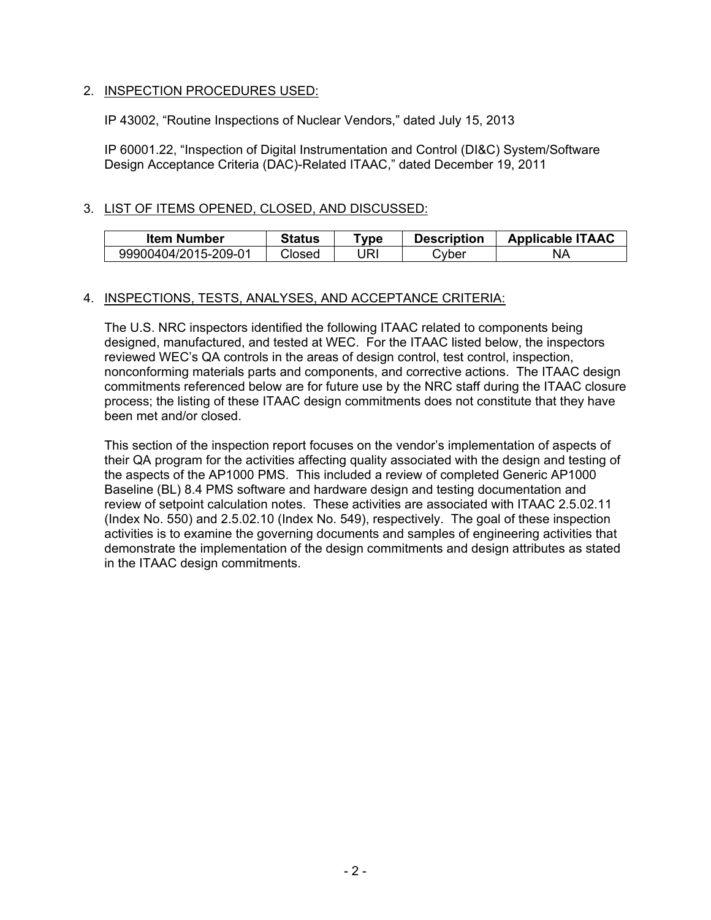## 2. INSPECTION PROCEDURES USED:

IP 43002, "Routine Inspections of Nuclear Vendors," dated July 15, 2013

IP 60001.22, "Inspection of Digital Instrumentation and Control (DI&C) System/Software Design Acceptance Criteria (DAC)-Related ITAAC," dated December 19, 2011

## 3. LIST OF ITEMS OPENED, CLOSED, AND DISCUSSED:

| Item Number | Status | Type | Description | Applicable ITAAC |
|---|---|---|---|---|
| 99900404/2015-209-01 | Closed | URI | Cyber | NA |

## 4. INSPECTIONS, TESTS, ANALYSES, AND ACCEPTANCE CRITERIA:

The U.S. NRC inspectors identified the following ITAAC related to components being designed, manufactured, and tested at WEC. For the ITAAC listed below, the inspectors reviewed WEC's QA controls in the areas of design control, test control, inspection, nonconforming materials parts and components, and corrective actions. The ITAAC design commitments referenced below are for future use by the NRC staff during the ITAAC closure process; the listing of these ITAAC design commitments does not constitute that they have been met and/or closed.

This section of the inspection report focuses on the vendor's implementation of aspects of their QA program for the activities affecting quality associated with the design and testing of the aspects of the AP1000 PMS. This included a review of completed Generic AP1000 Baseline (BL) 8.4 PMS software and hardware design and testing documentation and review of setpoint calculation notes. These activities are associated with ITAAC 2.5.02.11 (Index No. 550) and 2.5.02.10 (Index No. 549), respectively. The goal of these inspection activities is to examine the governing documents and samples of engineering activities that demonstrate the implementation of the design commitments and design attributes as stated in the ITAAC design commitments.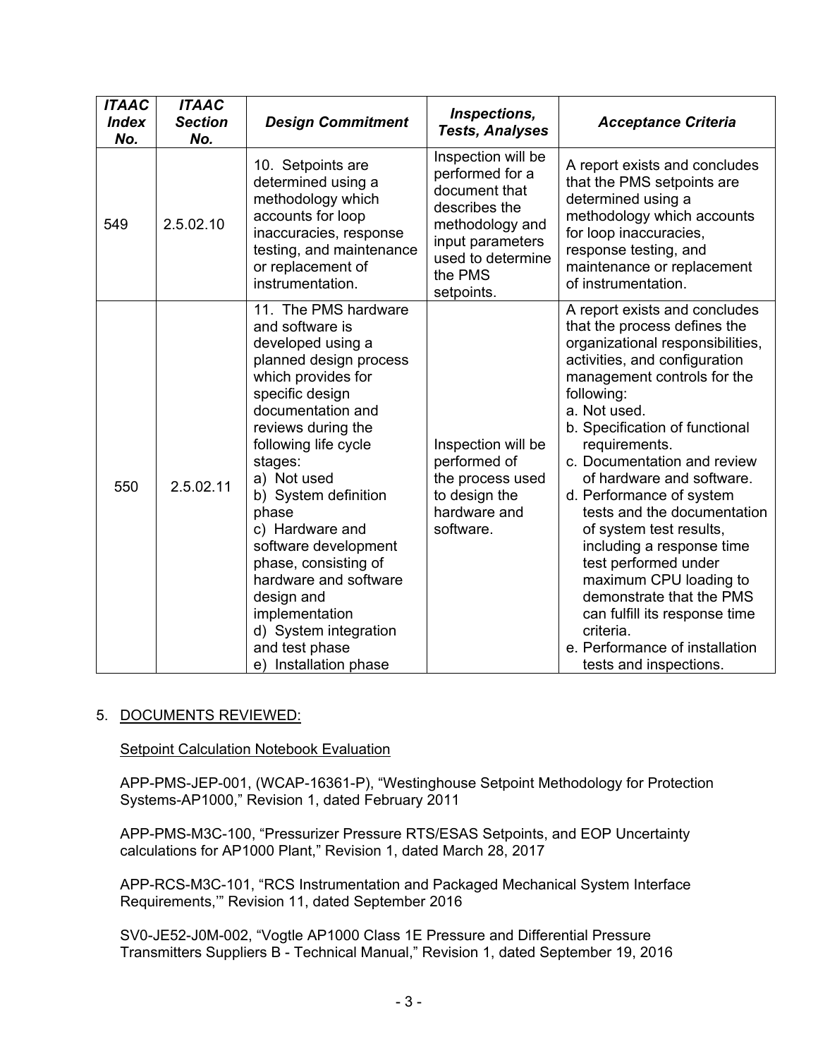| *ITAAC Index No.* | *ITAAC Section No.* | *Design Commitment* | *Inspections, Tests, Analyses* | *Acceptance Criteria* |
|---|---|---|---|---|
| 549 | 2.5.02.10 | 10. Setpoints are determined using a methodology which accounts for loop inaccuracies, response testing, and maintenance or replacement of instrumentation. | Inspection will be performed for a document that describes the methodology and input parameters used to determine the PMS setpoints. | A report exists and concludes that the PMS setpoints are determined using a methodology which accounts for loop inaccuracies, response testing, and maintenance or replacement of instrumentation. |
| 550 | 2.5.02.11 | 11. The PMS hardware and software is developed using a planned design process which provides for specific design documentation and reviews during the following life cycle stages: a) Not used b) System definition phase c) Hardware and software development phase, consisting of hardware and software design and implementation d) System integration and test phase e) Installation phase | Inspection will be performed of the process used to design the hardware and software. | A report exists and concludes that the process defines the organizational responsibilities, activities, and configuration management controls for the following: a. Not used. b. Specification of functional requirements. c. Documentation and review of hardware and software. d. Performance of system tests and the documentation of system test results, including a response time test performed under maximum CPU loading to demonstrate that the PMS can fulfill its response time criteria. e. Performance of installation tests and inspections. |

5. DOCUMENTS REVIEWED:

Setpoint Calculation Notebook Evaluation

APP-PMS-JEP-001, (WCAP-16361-P), "Westinghouse Setpoint Methodology for Protection Systems-AP1000," Revision 1, dated February 2011

APP-PMS-M3C-100, "Pressurizer Pressure RTS/ESAS Setpoints, and EOP Uncertainty calculations for AP1000 Plant," Revision 1, dated March 28, 2017

APP-RCS-M3C-101, "RCS Instrumentation and Packaged Mechanical System Interface Requirements,'" Revision 11, dated September 2016

SV0-JE52-J0M-002, "Vogtle AP1000 Class 1E Pressure and Differential Pressure Transmitters Suppliers B - Technical Manual," Revision 1, dated September 19, 2016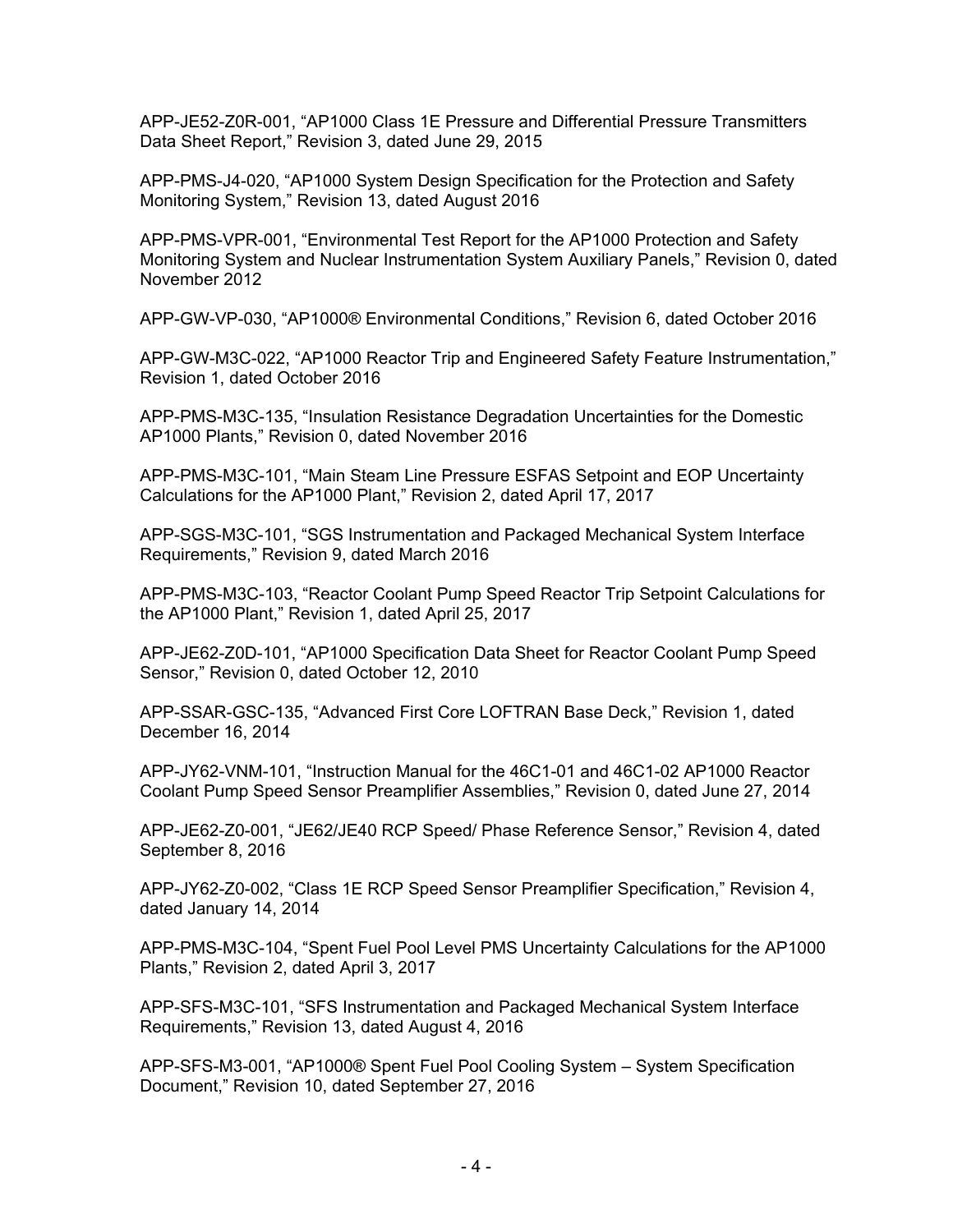APP-JE52-Z0R-001, “AP1000 Class 1E Pressure and Differential Pressure Transmitters Data Sheet Report,” Revision 3, dated June 29, 2015

APP-PMS-J4-020, “AP1000 System Design Specification for the Protection and Safety Monitoring System,” Revision 13, dated August 2016

APP-PMS-VPR-001, “Environmental Test Report for the AP1000 Protection and Safety Monitoring System and Nuclear Instrumentation System Auxiliary Panels,” Revision 0, dated November 2012

APP-GW-VP-030, “AP1000® Environmental Conditions,” Revision 6, dated October 2016

APP-GW-M3C-022, “AP1000 Reactor Trip and Engineered Safety Feature Instrumentation,” Revision 1, dated October 2016

APP-PMS-M3C-135, “Insulation Resistance Degradation Uncertainties for the Domestic AP1000 Plants,” Revision 0, dated November 2016

APP-PMS-M3C-101, “Main Steam Line Pressure ESFAS Setpoint and EOP Uncertainty Calculations for the AP1000 Plant,” Revision 2, dated April 17, 2017

APP-SGS-M3C-101, “SGS Instrumentation and Packaged Mechanical System Interface Requirements,” Revision 9, dated March 2016

APP-PMS-M3C-103, “Reactor Coolant Pump Speed Reactor Trip Setpoint Calculations for the AP1000 Plant,” Revision 1, dated April 25, 2017

APP-JE62-Z0D-101, “AP1000 Specification Data Sheet for Reactor Coolant Pump Speed Sensor,” Revision 0, dated October 12, 2010

APP-SSAR-GSC-135, “Advanced First Core LOFTRAN Base Deck,” Revision 1, dated December 16, 2014

APP-JY62-VNM-101, “Instruction Manual for the 46C1-01 and 46C1-02 AP1000 Reactor Coolant Pump Speed Sensor Preamplifier Assemblies,” Revision 0, dated June 27, 2014

APP-JE62-Z0-001, “JE62/JE40 RCP Speed/ Phase Reference Sensor,” Revision 4, dated September 8, 2016

APP-JY62-Z0-002, “Class 1E RCP Speed Sensor Preamplifier Specification,” Revision 4, dated January 14, 2014

APP-PMS-M3C-104, “Spent Fuel Pool Level PMS Uncertainty Calculations for the AP1000 Plants,” Revision 2, dated April 3, 2017

APP-SFS-M3C-101, “SFS Instrumentation and Packaged Mechanical System Interface Requirements,” Revision 13, dated August 4, 2016

APP-SFS-M3-001, “AP1000® Spent Fuel Pool Cooling System – System Specification Document,” Revision 10, dated September 27, 2016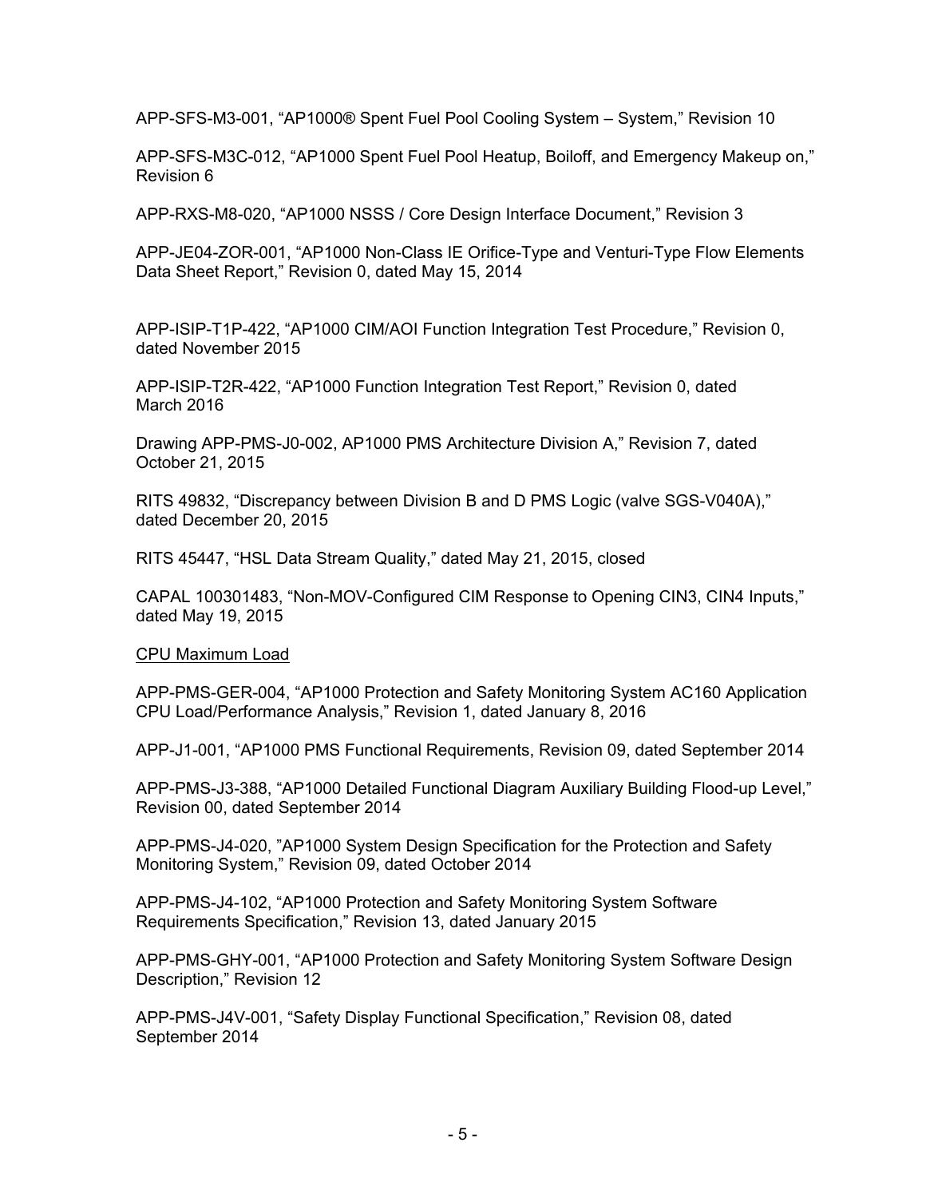APP-SFS-M3-001, “AP1000® Spent Fuel Pool Cooling System – System,” Revision 10

APP-SFS-M3C-012, “AP1000 Spent Fuel Pool Heatup, Boiloff, and Emergency Makeup on,” Revision 6

APP-RXS-M8-020, “AP1000 NSSS / Core Design Interface Document,” Revision 3

APP-JE04-ZOR-001, “AP1000 Non-Class IE Orifice-Type and Venturi-Type Flow Elements Data Sheet Report,” Revision 0, dated May 15, 2014

APP-ISIP-T1P-422, “AP1000 CIM/AOI Function Integration Test Procedure,” Revision 0, dated November 2015

APP-ISIP-T2R-422, “AP1000 Function Integration Test Report,” Revision 0, dated March 2016

Drawing APP-PMS-J0-002, AP1000 PMS Architecture Division A,” Revision 7, dated October 21, 2015

RITS 49832, “Discrepancy between Division B and D PMS Logic (valve SGS-V040A),” dated December 20, 2015

RITS 45447, “HSL Data Stream Quality,” dated May 21, 2015, closed

CAPAL 100301483, “Non-MOV-Configured CIM Response to Opening CIN3, CIN4 Inputs,” dated May 19, 2015

CPU Maximum Load

APP-PMS-GER-004, “AP1000 Protection and Safety Monitoring System AC160 Application CPU Load/Performance Analysis,” Revision 1, dated January 8, 2016

APP-J1-001, “AP1000 PMS Functional Requirements, Revision 09, dated September 2014

APP-PMS-J3-388, “AP1000 Detailed Functional Diagram Auxiliary Building Flood-up Level,” Revision 00, dated September 2014

APP-PMS-J4-020, ”AP1000 System Design Specification for the Protection and Safety Monitoring System,” Revision 09, dated October 2014

APP-PMS-J4-102, “AP1000 Protection and Safety Monitoring System Software Requirements Specification,” Revision 13, dated January 2015

APP-PMS-GHY-001, “AP1000 Protection and Safety Monitoring System Software Design Description,” Revision 12

APP-PMS-J4V-001, “Safety Display Functional Specification,” Revision 08, dated September 2014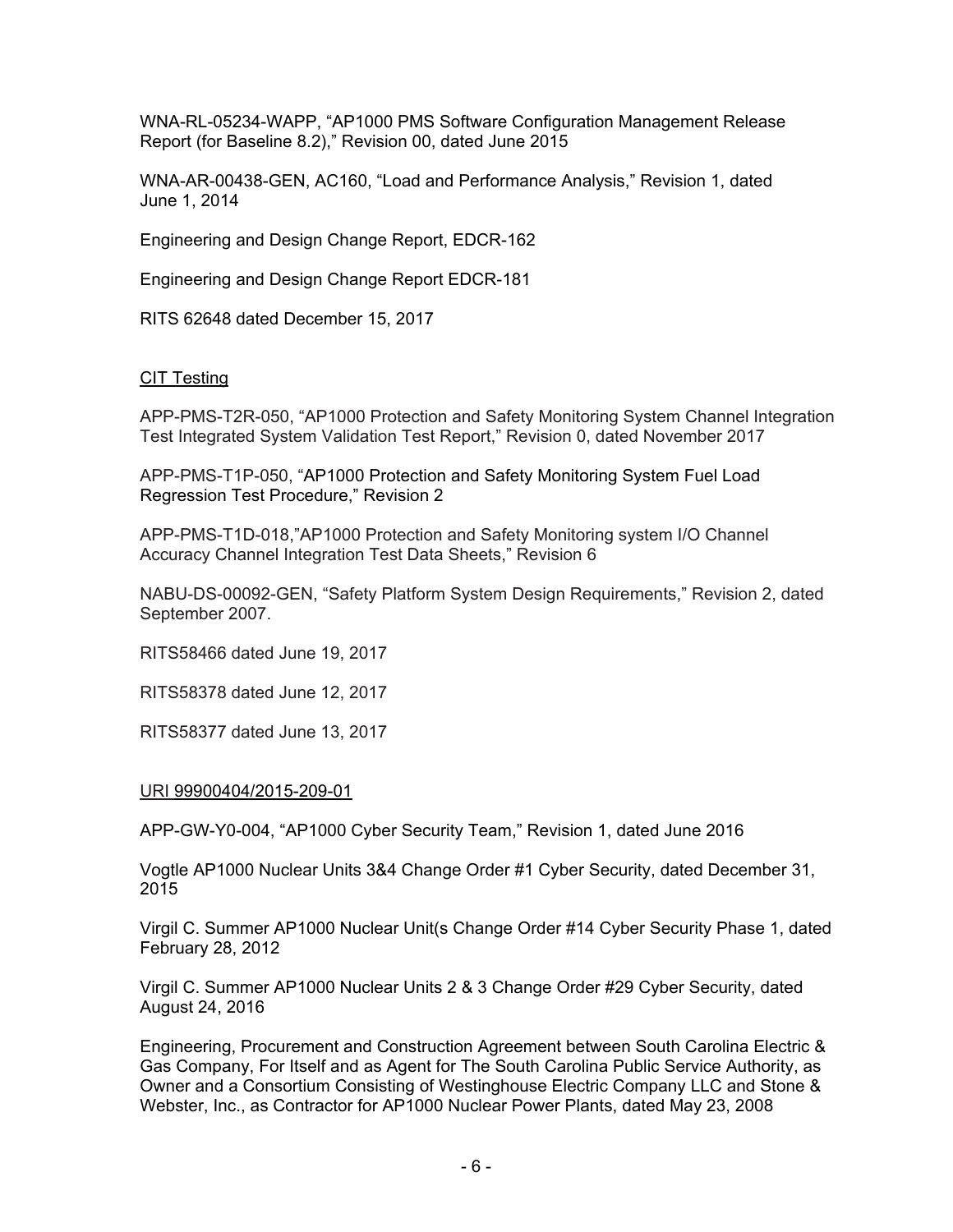WNA-RL-05234-WAPP, "AP1000 PMS Software Configuration Management Release Report (for Baseline 8.2)," Revision 00, dated June 2015

WNA-AR-00438-GEN, AC160, "Load and Performance Analysis," Revision 1, dated June 1, 2014

Engineering and Design Change Report, EDCR-162

Engineering and Design Change Report EDCR-181

RITS 62648 dated December 15, 2017

<u>CIT Testing</u>

APP-PMS-T2R-050, "AP1000 Protection and Safety Monitoring System Channel Integration Test Integrated System Validation Test Report," Revision 0, dated November 2017

APP-PMS-T1P-050, "AP1000 Protection and Safety Monitoring System Fuel Load Regression Test Procedure," Revision 2

APP-PMS-T1D-018,"AP1000 Protection and Safety Monitoring system I/O Channel Accuracy Channel Integration Test Data Sheets," Revision 6

NABU-DS-00092-GEN, "Safety Platform System Design Requirements," Revision 2, dated September 2007.

RITS58466 dated June 19, 2017

RITS58378 dated June 12, 2017

RITS58377 dated June 13, 2017

<u>URI 99900404/2015-209-01</u>

APP-GW-Y0-004, "AP1000 Cyber Security Team," Revision 1, dated June 2016

Vogtle AP1000 Nuclear Units 3&4 Change Order #1 Cyber Security, dated December 31, 2015

Virgil C. Summer AP1000 Nuclear Unit(s Change Order #14 Cyber Security Phase 1, dated February 28, 2012

Virgil C. Summer AP1000 Nuclear Units 2 & 3 Change Order #29 Cyber Security, dated August 24, 2016

Engineering, Procurement and Construction Agreement between South Carolina Electric & Gas Company, For Itself and as Agent for The South Carolina Public Service Authority, as Owner and a Consortium Consisting of Westinghouse Electric Company LLC and Stone & Webster, Inc., as Contractor for AP1000 Nuclear Power Plants, dated May 23, 2008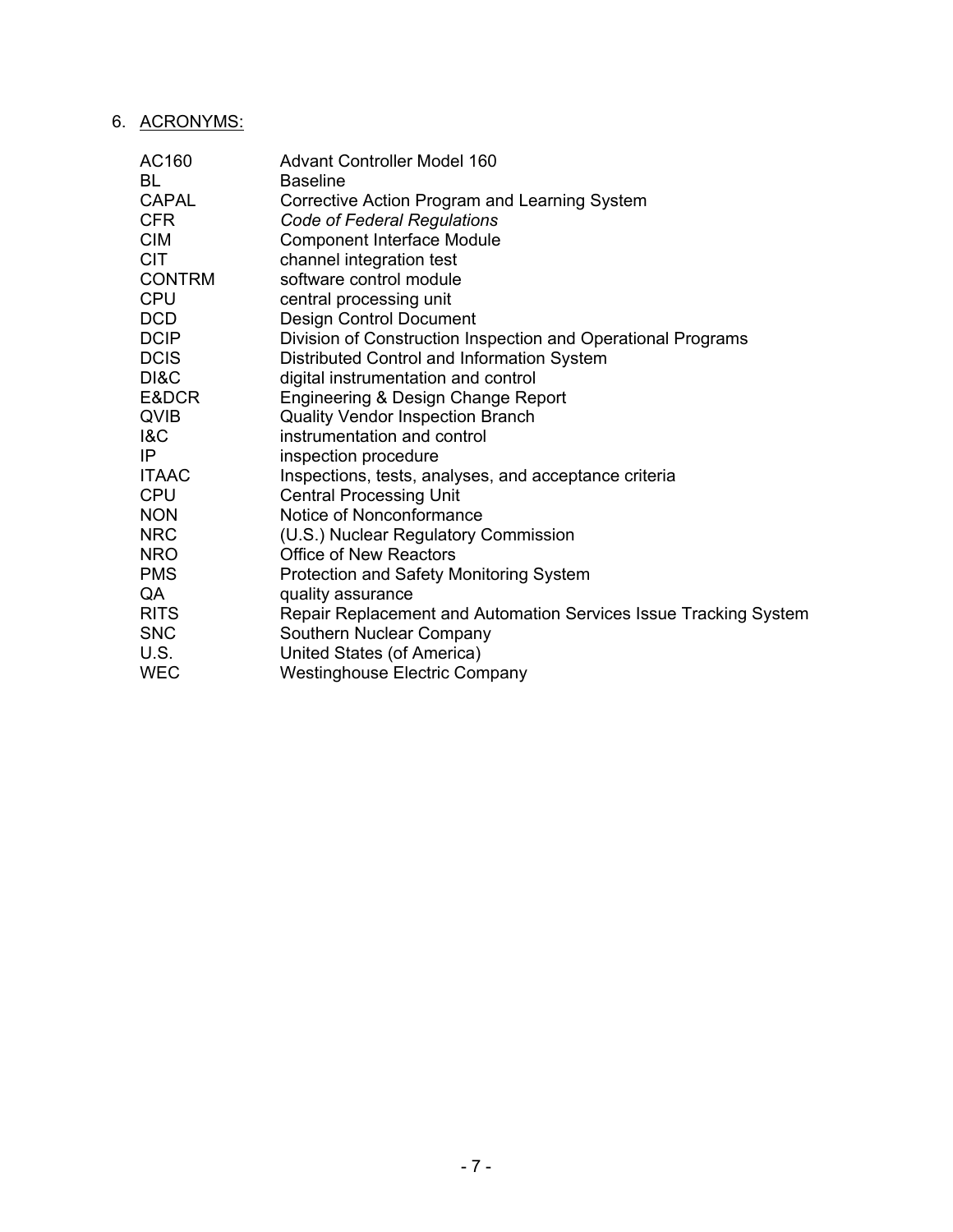6. ACRONYMS:

| | |
|---|---|
| AC160 | Advant Controller Model 160 |
| BL | Baseline |
| CAPAL | Corrective Action Program and Learning System |
| CFR | *Code of Federal Regulations* |
| CIM | Component Interface Module |
| CIT | channel integration test |
| CONTRM | software control module |
| CPU | central processing unit |
| DCD | Design Control Document |
| DCIP | Division of Construction Inspection and Operational Programs |
| DCIS | Distributed Control and Information System |
| DI&C | digital instrumentation and control |
| E&DCR | Engineering & Design Change Report |
| QVIB | Quality Vendor Inspection Branch |
| I&C | instrumentation and control |
| IP | inspection procedure |
| ITAAC | Inspections, tests, analyses, and acceptance criteria |
| CPU | Central Processing Unit |
| NON | Notice of Nonconformance |
| NRC | (U.S.) Nuclear Regulatory Commission |
| NRO | Office of New Reactors |
| PMS | Protection and Safety Monitoring System |
| QA | quality assurance |
| RITS | Repair Replacement and Automation Services Issue Tracking System |
| SNC | Southern Nuclear Company |
| U.S. | United States (of America) |
| WEC | Westinghouse Electric Company |